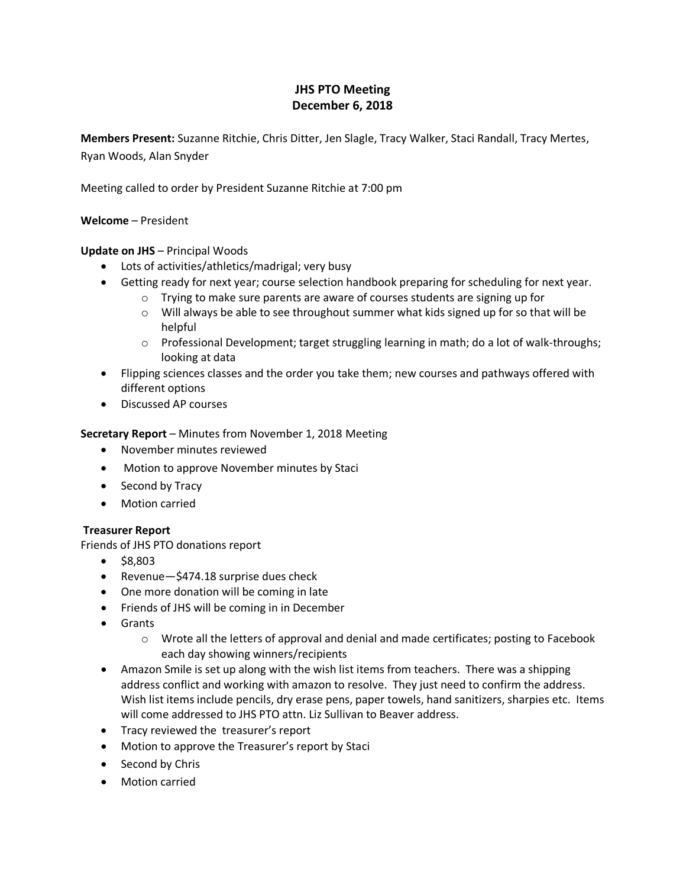# JHS PTO Meeting
## December 6, 2018

**Members Present:** Suzanne Ritchie, Chris Ditter, Jen Slagle, Tracy Walker, Staci Randall, Tracy Mertes, Ryan Woods, Alan Snyder

Meeting called to order by President Suzanne Ritchie at 7:00 pm

**Welcome** – President

**Update on JHS** – Principal Woods

- Lots of activities/athletics/madrigal; very busy
- Getting ready for next year; course selection handbook preparing for scheduling for next year.
  - Trying to make sure parents are aware of courses students are signing up for
  - Will always be able to see throughout summer what kids signed up for so that will be helpful
  - Professional Development; target struggling learning in math; do a lot of walk-throughs; looking at data
- Flipping sciences classes and the order you take them; new courses and pathways offered with different options
- Discussed AP courses

**Secretary Report** – Minutes from November 1, 2018 Meeting

- November minutes reviewed
- Motion to approve November minutes by Staci
- Second by Tracy
- Motion carried

**Treasurer Report**

Friends of JHS PTO donations report

- $8,803
- Revenue—$474.18 surprise dues check
- One more donation will be coming in late
- Friends of JHS will be coming in in December
- Grants
  - Wrote all the letters of approval and denial and made certificates; posting to Facebook each day showing winners/recipients
- Amazon Smile is set up along with the wish list items from teachers. There was a shipping address conflict and working with amazon to resolve. They just need to confirm the address. Wish list items include pencils, dry erase pens, paper towels, hand sanitizers, sharpies etc. Items will come addressed to JHS PTO attn. Liz Sullivan to Beaver address.
- Tracy reviewed the treasurer's report
- Motion to approve the Treasurer's report by Staci
- Second by Chris
- Motion carried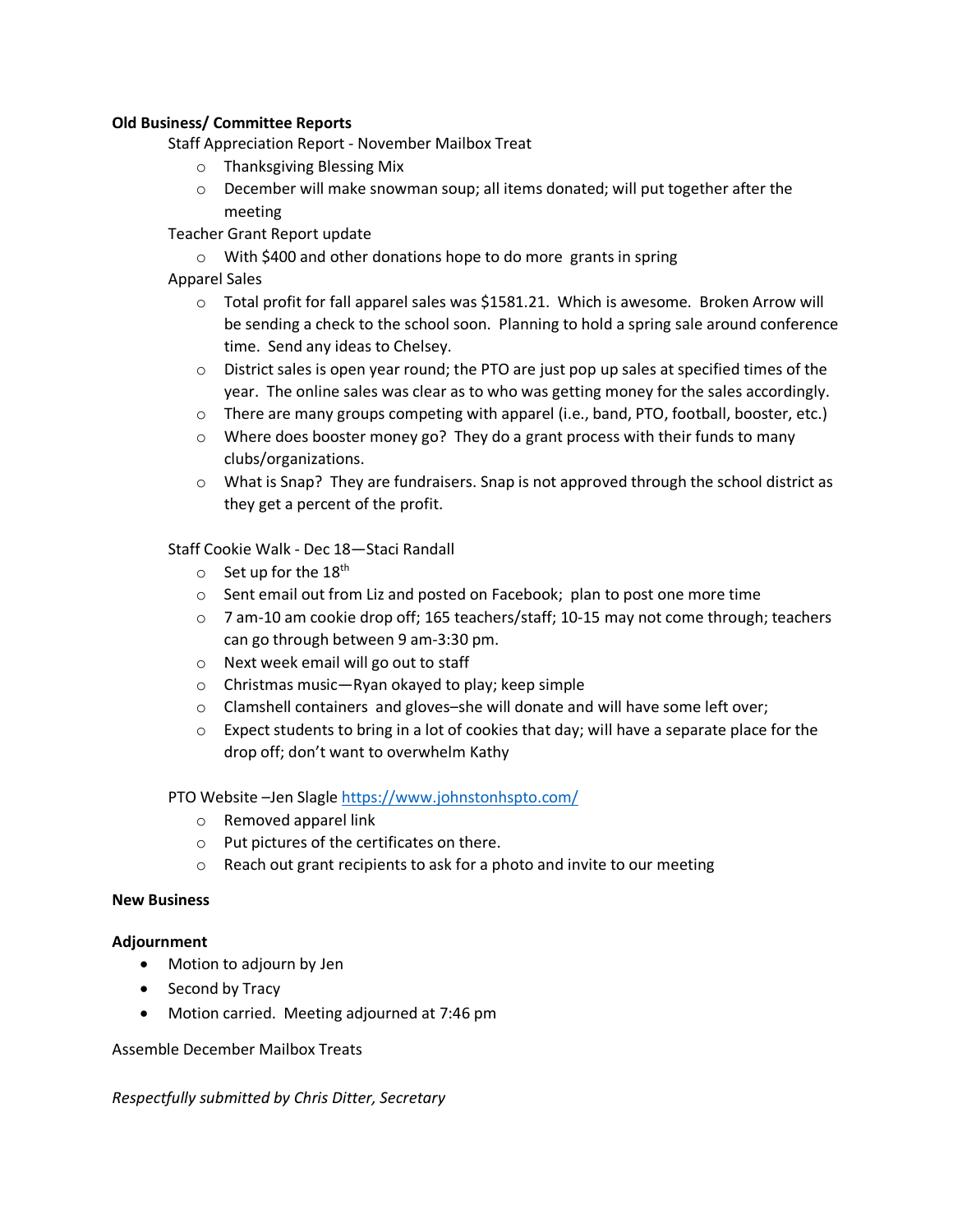**Old Business/ Committee Reports**

Staff Appreciation Report - November Mailbox Treat

- Thanksgiving Blessing Mix
- December will make snowman soup; all items donated; will put together after the meeting

Teacher Grant Report update

- With $400 and other donations hope to do more grants in spring

Apparel Sales

- Total profit for fall apparel sales was $1581.21. Which is awesome. Broken Arrow will be sending a check to the school soon. Planning to hold a spring sale around conference time. Send any ideas to Chelsey.
- District sales is open year round; the PTO are just pop up sales at specified times of the year. The online sales was clear as to who was getting money for the sales accordingly.
- There are many groups competing with apparel (i.e., band, PTO, football, booster, etc.)
- Where does booster money go? They do a grant process with their funds to many clubs/organizations.
- What is Snap? They are fundraisers. Snap is not approved through the school district as they get a percent of the profit.

Staff Cookie Walk - Dec 18—Staci Randall

- Set up for the 18th
- Sent email out from Liz and posted on Facebook; plan to post one more time
- 7 am-10 am cookie drop off; 165 teachers/staff; 10-15 may not come through; teachers can go through between 9 am-3:30 pm.
- Next week email will go out to staff
- Christmas music—Ryan okayed to play; keep simple
- Clamshell containers and gloves–she will donate and will have some left over;
- Expect students to bring in a lot of cookies that day; will have a separate place for the drop off; don't want to overwhelm Kathy

PTO Website –Jen Slagle https://www.johnstonhspto.com/

- Removed apparel link
- Put pictures of the certificates on there.
- Reach out grant recipients to ask for a photo and invite to our meeting

**New Business**

**Adjournment**

- Motion to adjourn by Jen
- Second by Tracy
- Motion carried. Meeting adjourned at 7:46 pm

Assemble December Mailbox Treats

*Respectfully submitted by Chris Ditter, Secretary*